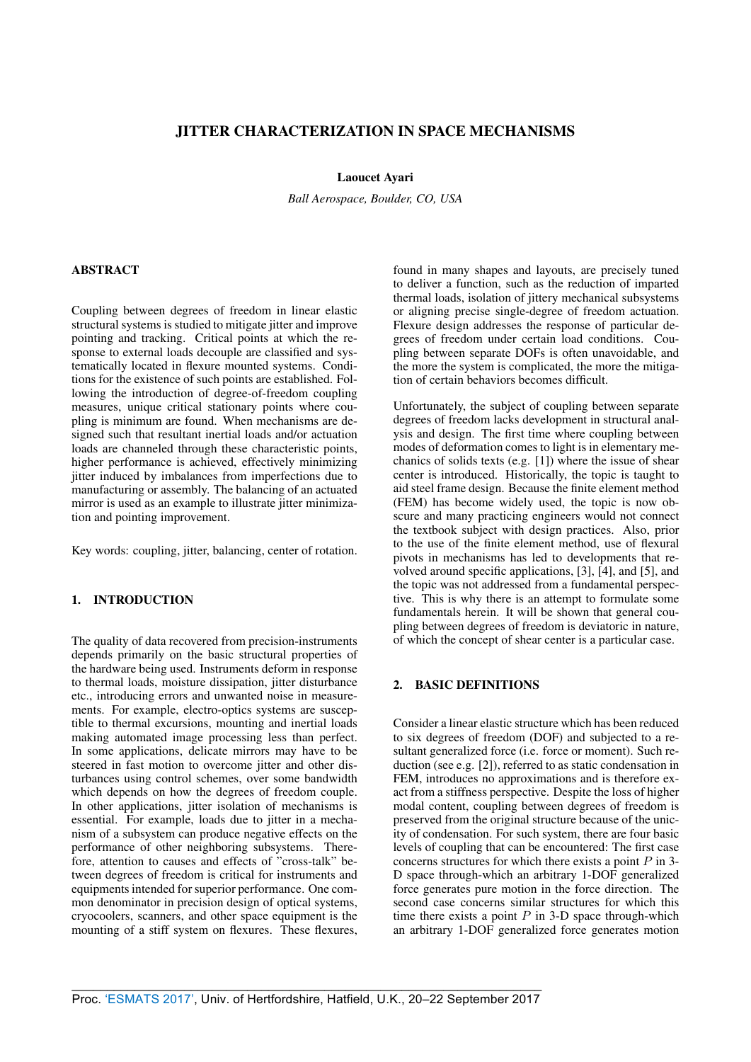# JITTER CHARACTERIZATION IN SPACE MECHANISMS

**Laoucet Ayari**

*Ball Aerospace, Boulder, CO, USA*

## ABSTRACT

Coupling between degrees of freedom in linear elastic structural systems is studied to mitigate jitter and improve pointing and tracking. Critical points at which the response to external loads decouple are classified and systematically located in flexure mounted systems. Conditions for the existence of such points are established. Following the introduction of degree-of-freedom coupling measures, unique critical stationary points where coupling is minimum are found. When mechanisms are designed such that resultant inertial loads and/or actuation loads are channeled through these characteristic points, higher performance is achieved, effectively minimizing jitter induced by imbalances from imperfections due to manufacturing or assembly. The balancing of an actuated mirror is used as an example to illustrate jitter minimization and pointing improvement.

Key words: coupling, jitter, balancing, center of rotation.

## 1. INTRODUCTION

The quality of data recovered from precision-instruments depends primarily on the basic structural properties of the hardware being used. Instruments deform in response to thermal loads, moisture dissipation, jitter disturbance etc., introducing errors and unwanted noise in measurements. For example, electro-optics systems are susceptible to thermal excursions, mounting and inertial loads making automated image processing less than perfect. In some applications, delicate mirrors may have to be steered in fast motion to overcome jitter and other disturbances using control schemes, over some bandwidth which depends on how the degrees of freedom couple. In other applications, jitter isolation of mechanisms is essential. For example, loads due to jitter in a mechanism of a subsystem can produce negative effects on the performance of other neighboring subsystems. Therefore, attention to causes and effects of "cross-talk" between degrees of freedom is critical for instruments and equipments intended for superior performance. One common denominator in precision design of optical systems, cryocoolers, scanners, and other space equipment is the mounting of a stiff system on flexures. These flexures, found in many shapes and layouts, are precisely tuned to deliver a function, such as the reduction of imparted thermal loads, isolation of jittery mechanical subsystems or aligning precise single-degree of freedom actuation. Flexure design addresses the response of particular degrees of freedom under certain load conditions. Coupling between separate DOFs is often unavoidable, and the more the system is complicated, the more the mitigation of certain behaviors becomes difficult.

Unfortunately, the subject of coupling between separate degrees of freedom lacks development in structural analysis and design. The first time where coupling between modes of deformation comes to light is in elementary mechanics of solids texts (e.g. [1]) where the issue of shear center is introduced. Historically, the topic is taught to aid steel frame design. Because the finite element method (FEM) has become widely used, the topic is now obscure and many practicing engineers would not connect the textbook subject with design practices. Also, prior to the use of the finite element method, use of flexural pivots in mechanisms has led to developments that revolved around specific applications, [3], [4], and [5], and the topic was not addressed from a fundamental perspective. This is why there is an attempt to formulate some fundamentals herein. It will be shown that general coupling between degrees of freedom is deviatoric in nature, of which the concept of shear center is a particular case.

## 2. BASIC DEFINITIONS

Consider a linear elastic structure which has been reduced to six degrees of freedom (DOF) and subjected to a resultant generalized force (i.e. force or moment). Such reduction (see e.g. [2]), referred to as static condensation in FEM, introduces no approximations and is therefore exact from a stiffness perspective. Despite the loss of higher modal content, coupling between degrees of freedom is preserved from the original structure because of the unicity of condensation. For such system, there are four basic levels of coupling that can be encountered: The first case concerns structures for which there exists a point $P$ in 3-D space through-which an arbitrary 1-DOF generalized force generates pure motion in the force direction. The second case concerns similar structures for which this time there exists a point $P$ in 3-D space through-which an arbitrary 1-DOF generalized force generates motion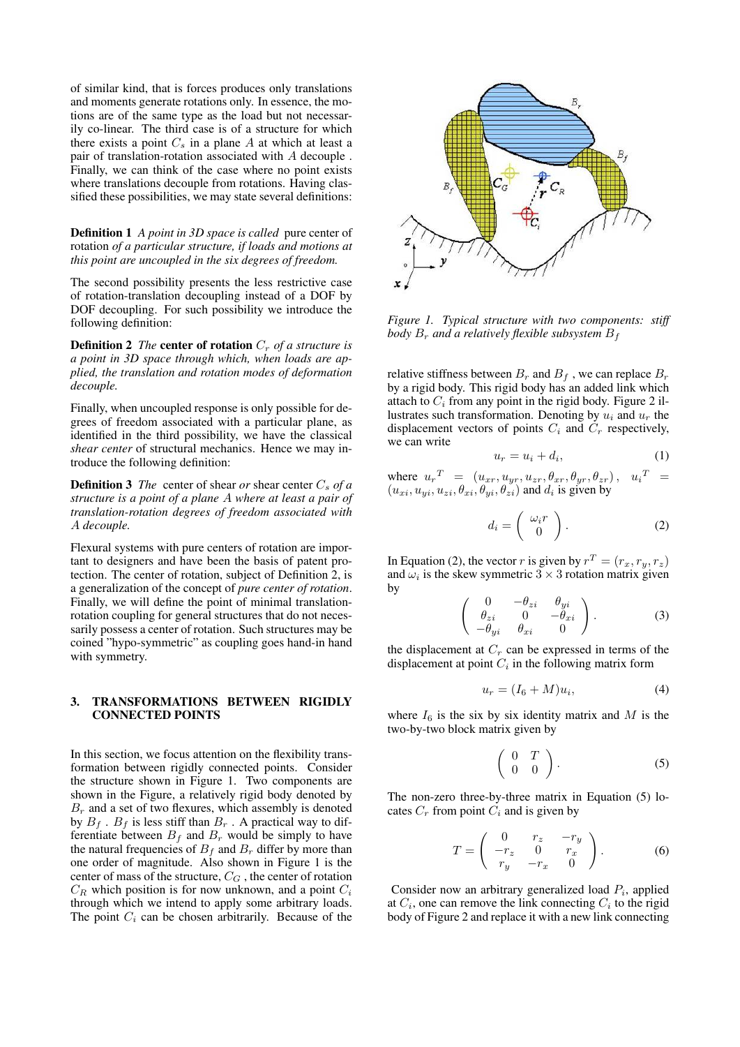of similar kind, that is forces produces only translations and moments generate rotations only. In essence, the motions are of the same type as the load but not necessarily co-linear. The third case is of a structure for which there exists a point $C_s$ in a plane $A$ at which at least a pair of translation-rotation associated with $A$ decouple . Finally, we can think of the case where no point exists where translations decouple from rotations. Having classified these possibilities, we may state several definitions:

**Definition 1** *A point in 3D space is called* pure center of rotation *of a particular structure, if loads and motions at this point are uncoupled in the six degrees of freedom.*

The second possibility presents the less restrictive case of rotation-translation decoupling instead of a DOF by DOF decoupling. For such possibility we introduce the following definition:

**Definition 2** *The* **center of rotation** $C_r$ *of a structure is a point in 3D space through which, when loads are applied, the translation and rotation modes of deformation decouple.*

Finally, when uncoupled response is only possible for degrees of freedom associated with a particular plane, as identified in the third possibility, we have the classical *shear center* of structural mechanics. Hence we may introduce the following definition:

**Definition 3** *The* center of shear *or* shear center $C_s$ *of a structure is a point of a plane $A$ where at least a pair of translation-rotation degrees of freedom associated with $A$ decouple.*

Flexural systems with pure centers of rotation are important to designers and have been the basis of patent protection. The center of rotation, subject of Definition 2, is a generalization of the concept of *pure center of rotation*. Finally, we will define the point of minimal translation-rotation coupling for general structures that do not necessarily possess a center of rotation. Such structures may be coined "hypo-symmetric" as coupling goes hand-in hand with symmetry.

## 3. TRANSFORMATIONS BETWEEN RIGIDLY CONNECTED POINTS

In this section, we focus attention on the flexibility transformation between rigidly connected points. Consider the structure shown in Figure 1. Two components are shown in the Figure, a relatively rigid body denoted by $B_r$ and a set of two flexures, which assembly is denoted by $B_f$ . $B_f$ is less stiff than $B_r$ . A practical way to differentiate between $B_f$ and $B_r$ would be simply to have the natural frequencies of $B_f$ and $B_r$ differ by more than one order of magnitude. Also shown in Figure 1 is the center of mass of the structure, $C_G$ , the center of rotation $C_R$ which position is for now unknown, and a point $C_i$ through which we intend to apply some arbitrary loads. The point $C_i$ can be chosen arbitrarily. Because of the relative stiffness between $B_r$ and $B_f$ , we can replace $B_r$ by a rigid body. This rigid body has an added link which attach to $C_i$ from any point in the rigid body. Figure 2 illustrates such transformation. Denoting by $u_i$ and $u_r$ the displacement vectors of points $C_i$ and $C_r$ respectively, we can write

*Figure 1. Typical structure with two components: stiff body $B_r$ and a relatively flexible subsystem $B_f$*

$$u_r = u_i + d_i, \tag{1}$$

where $u_r{}^T = (u_{xr}, u_{yr}, u_{zr}, \theta_{xr}, \theta_{yr}, \theta_{zr})$, $u_i{}^T = (u_{xi}, u_{yi}, u_{zi}, \theta_{xi}, \theta_{yi}, \theta_{zi})$ and $d_i$ is given by

$$d_i = \begin{pmatrix} \omega_i r \\ 0 \end{pmatrix}. \tag{2}$$

In Equation (2), the vector $r$ is given by $r^T = (r_x, r_y, r_z)$ and $\omega_i$ is the skew symmetric $3 \times 3$ rotation matrix given by

$$\begin{pmatrix} 0 & -\theta_{zi} & \theta_{yi} \\ \theta_{zi} & 0 & -\theta_{xi} \\ -\theta_{yi} & \theta_{xi} & 0 \end{pmatrix}. \tag{3}$$

the displacement at $C_r$ can be expressed in terms of the displacement at point $C_i$ in the following matrix form

$$u_r = (I_6 + M)u_i, \tag{4}$$

where $I_6$ is the six by six identity matrix and $M$ is the two-by-two block matrix given by

$$\begin{pmatrix} 0 & T \\ 0 & 0 \end{pmatrix}. \tag{5}$$

The non-zero three-by-three matrix in Equation (5) locates $C_r$ from point $C_i$ and is given by

$$T = \begin{pmatrix} 0 & r_z & -r_y \\ -r_z & 0 & r_x \\ r_y & -r_x & 0 \end{pmatrix}. \tag{6}$$

Consider now an arbitrary generalized load $P_i$, applied at $C_i$, one can remove the link connecting $C_i$ to the rigid body of Figure 2 and replace it with a new link connecting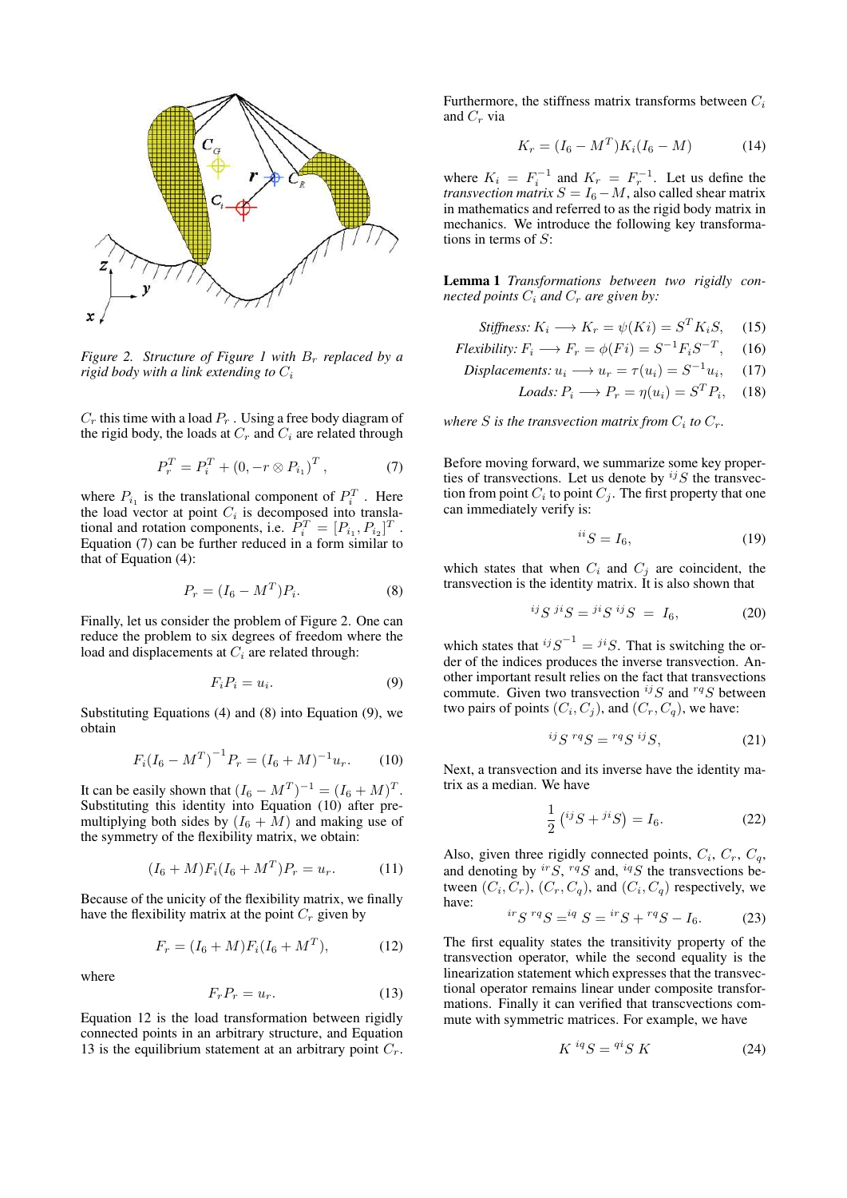*Figure 2. Structure of Figure 1 with $B_r$ replaced by a rigid body with a link extending to $C_i$*

$C_r$ this time with a load $P_r$. Using a free body diagram of the rigid body, the loads at $C_r$ and $C_i$ are related through

$$P_r^T = P_i^T + (0, -r \otimes P_{i_1})^T, \tag{7}$$

where $P_{i_1}$ is the translational component of $P_i^T$. Here the load vector at point $C_i$ is decomposed into translational and rotation components, i.e. $P_i^T = [P_{i_1}, P_{i_2}]^T$. Equation (7) can be further reduced in a form similar to that of Equation (4):

$$P_r = (I_6 - M^T)P_i. \tag{8}$$

Finally, let us consider the problem of Figure 2. One can reduce the problem to six degrees of freedom where the load and displacements at $C_i$ are related through:

$$F_i P_i = u_i. \tag{9}$$

Substituting Equations (4) and (8) into Equation (9), we obtain

$$F_i (I_6 - M^T)^{-1} P_r = (I_6 + M)^{-1} u_r. \tag{10}$$

It can be easily shown that $(I_6 - M^T)^{-1} = (I_6 + M)^T$. Substituting this identity into Equation (10) after premultiplying both sides by $(I_6 + M)$ and making use of the symmetry of the flexibility matrix, we obtain:

$$(I_6 + M) F_i (I_6 + M^T) P_r = u_r. \tag{11}$$

Because of the unicity of the flexibility matrix, we finally have the flexibility matrix at the point $C_r$ given by

$$F_r = (I_6 + M) F_i (I_6 + M^T), \tag{12}$$

where

$$F_r P_r = u_r. \tag{13}$$

Equation 12 is the load transformation between rigidly connected points in an arbitrary structure, and Equation 13 is the equilibrium statement at an arbitrary point $C_r$.

Furthermore, the stiffness matrix transforms between $C_i$ and $C_r$ via

$$K_r = (I_6 - M^T) K_i (I_6 - M) \tag{14}$$

where $K_i = F_i^{-1}$ and $K_r = F_r^{-1}$. Let us define the *transvection matrix* $S = I_6 - M$, also called shear matrix in mathematics and referred to as the rigid body matrix in mechanics. We introduce the following key transformations in terms of $S$:

**Lemma 1** *Transformations between two rigidly connected points $C_i$ and $C_r$ are given by:*

$$\text{Stiffness: } K_i \longrightarrow K_r = \psi(Ki) = S^T K_i S, \tag{15}$$

$$\text{Flexibility: } F_i \longrightarrow F_r = \phi(Fi) = S^{-1} F_i S^{-T}, \tag{16}$$

$$\text{Displacements: } u_i \longrightarrow u_r = \tau(u_i) = S^{-1} u_i, \tag{17}$$

$$\text{Loads: } P_i \longrightarrow P_r = \eta(u_i) = S^T P_i, \tag{18}$$

*where $S$ is the transvection matrix from $C_i$ to $C_r$.*

Before moving forward, we summarize some key properties of transvections. Let us denote by ${}^{ij}S$ the transvection from point $C_i$ to point $C_j$. The first property that one can immediately verify is:

$${}^{ii}S = I_6, \tag{19}$$

which states that when $C_i$ and $C_j$ are coincident, the transvection is the identity matrix. It is also shown that

$${}^{ij}S\,{}^{ji}S = {}^{ji}S\,{}^{ij}S \;=\; I_6, \tag{20}$$

which states that ${}^{ij}S^{-1} = {}^{ji}S$. That is switching the order of the indices produces the inverse transvection. Another important result relies on the fact that transvections commute. Given two transvection ${}^{ij}S$ and ${}^{rq}S$ between two pairs of points $(C_i, C_j)$, and $(C_r, C_q)$, we have:

$${}^{ij}S\,{}^{rq}S = {}^{rq}S\,{}^{ij}S, \tag{21}$$

Next, a transvection and its inverse have the identity matrix as a median. We have

$$\frac{1}{2}\left({}^{ij}S + {}^{ji}S\right) = I_6. \tag{22}$$

Also, given three rigidly connected points, $C_i$, $C_r$, $C_q$, and denoting by ${}^{ir}S$, ${}^{rq}S$ and, ${}^{iq}S$ the transvections between $(C_i, C_r)$, $(C_r, C_q)$, and $(C_i, C_q)$ respectively, we have:

$${}^{ir}S\,{}^{rq}S = {}^{iq}S = {}^{ir}S + {}^{rq}S - I_6. \tag{23}$$

The first equality states the transitivity property of the transvection operator, while the second equality is the linearization statement which expresses that the transvectional operator remains linear under composite transformations. Finally it can verified that transcvections commute with symmetric matrices. For example, we have

$$K\,{}^{iq}S = {}^{qi}S\,K \tag{24}$$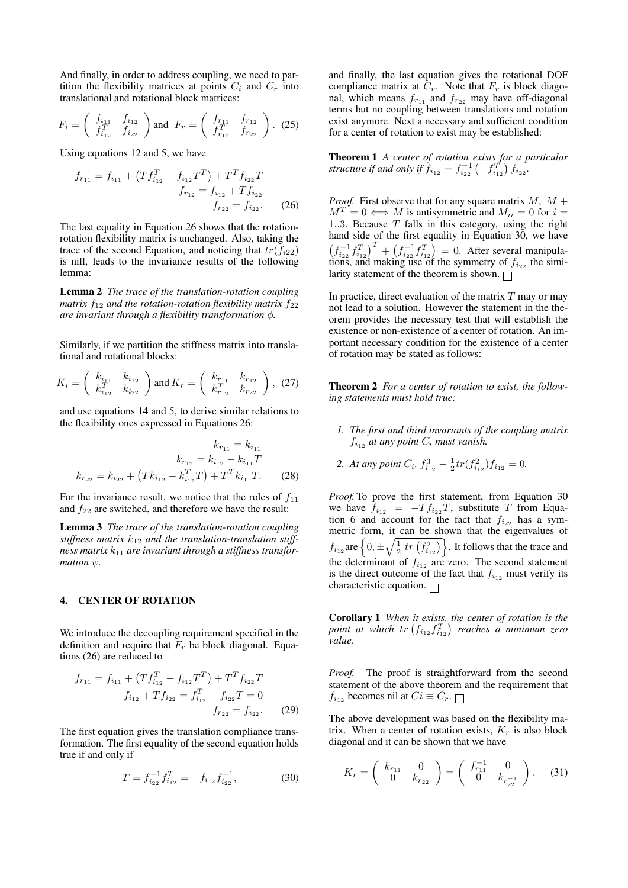And finally, in order to address coupling, we need to partition the flexibility matrices at points $C_i$ and $C_r$ into translational and rotational block matrices:

$$F_i = \begin{pmatrix} f_{i_{11}} & f_{i_{12}} \\ f_{i_{12}}^T & f_{i_{22}} \end{pmatrix} \text{ and } F_r = \begin{pmatrix} f_{r_{11}} & f_{r_{12}} \\ f_{r_{12}}^T & f_{r_{22}} \end{pmatrix}. \quad (25)$$

Using equations 12 and 5, we have

$$\begin{aligned} f_{r_{11}} &= f_{i_{11}} + \left(T f_{i_{12}}^T + f_{i_{12}} T^T\right) + T^T f_{i_{22}} T \\ f_{r_{12}} &= f_{i_{12}} + T f_{i_{22}} \\ f_{r_{22}} &= f_{i_{22}}. \end{aligned} \quad (26)$$

The last equality in Equation 26 shows that the rotation-rotation flexibility matrix is unchanged. Also, taking the trace of the second Equation, and noticing that $tr(f_{i22})$ is nill, leads to the invariance results of the following lemma:

**Lemma 2** *The trace of the translation-rotation coupling matrix $f_{12}$ and the rotation-rotation flexibility matrix $f_{22}$ are invariant through a flexibility transformation $\phi$.*

Similarly, if we partition the stiffness matrix into translational and rotational blocks:

$$K_i = \begin{pmatrix} k_{i_{11}} & k_{i_{12}} \\ k_{i_{12}}^T & k_{i_{22}} \end{pmatrix} \text{ and } K_r = \begin{pmatrix} k_{r_{11}} & k_{r_{12}} \\ k_{r_{12}}^T & k_{r_{22}} \end{pmatrix}, \quad (27)$$

and use equations 14 and 5, to derive similar relations to the flexibility ones expressed in Equations 26:

$$\begin{aligned} k_{r_{11}} &= k_{i_{11}} \\ k_{r_{12}} &= k_{i_{12}} - k_{i_{11}} T \\ k_{r_{22}} &= k_{i_{22}} + \left(T k_{i_{12}} - k_{i_{12}}^T T\right) + T^T k_{i_{11}} T. \end{aligned} \quad (28)$$

For the invariance result, we notice that the roles of $f_{11}$ and $f_{22}$ are switched, and therefore we have the result:

**Lemma 3** *The trace of the translation-rotation coupling stiffness matrix $k_{12}$ and the translation-translation stiffness matrix $k_{11}$ are invariant through a stiffness transformation $\psi$.*

## 4. CENTER OF ROTATION

We introduce the decoupling requirement specified in the definition and require that $F_r$ be block diagonal. Equations (26) are reduced to

$$\begin{aligned} f_{r_{11}} &= f_{i_{11}} + \left(T f_{i_{12}}^T + f_{i_{12}} T^T\right) + T^T f_{i_{22}} T \\ f_{i_{12}} + T f_{i_{22}} &= f_{i_{12}}^T - f_{i_{22}} T = 0 \\ f_{r_{22}} &= f_{i_{22}}. \end{aligned} \quad (29)$$

The first equation gives the translation compliance transformation. The first equality of the second equation holds true if and only if

$$T = f_{i_{22}}^{-1} f_{i_{12}}^T = -f_{i_{12}} f_{i_{22}}^{-1}, \quad (30)$$

and finally, the last equation gives the rotational DOF compliance matrix at $C_r$. Note that $F_r$ is block diagonal, which means $f_{r_{11}}$ and $f_{r_{22}}$ may have off-diagonal terms but no coupling between translations and rotation exist anymore. Next a necessary and sufficient condition for a center of rotation to exist may be established:

**Theorem 1** *A center of rotation exists for a particular structure if and only if $f_{i_{12}} = f_{i_{22}}^{-1}\left(-f_{i_{12}}^T\right) f_{i_{22}}$.*

*Proof.* First observe that for any square matrix $M$, $M + M^T = 0 \Longleftrightarrow M$ is antisymmetric and $M_{ii} = 0$ for $i = 1..3$. Because $T$ falls in this category, using the right hand side of the first equality in Equation 30, we have $\left(f_{i_{22}}^{-1} f_{i_{12}}^T\right)^T + \left(f_{i_{22}}^{-1} f_{i_{12}}^T\right) = 0$. After several manipulations, and making use of the symmetry of $f_{i_{22}}$ the similarity statement of the theorem is shown. □

In practice, direct evaluation of the matrix $T$ may or may not lead to a solution. However the statement in the theorem provides the necessary test that will establish the existence or non-existence of a center of rotation. An important necessary condition for the existence of a center of rotation may be stated as follows:

**Theorem 2** *For a center of rotation to exist, the following statements must hold true:*

1. *The first and third invariants of the coupling matrix $f_{i_{12}}$ at any point $C_i$ must vanish.*
2. *At any point $C_i$, $f_{i_{12}}^3 - \frac{1}{2} tr(f_{i_{12}}^2) f_{i_{12}} = 0$.*

*Proof.* To prove the first statement, from Equation 30 we have $f_{i_{12}} = -T f_{i_{22}} T$, substitute $T$ from Equation 6 and account for the fact that $f_{i_{22}}$ has a symmetric form, it can be shown that the eigenvalues of $f_{i_{12}}$ are $\left\{0, \pm\sqrt{\frac{1}{2}\, tr\left(f_{i_{12}}^2\right)}\right\}$. It follows that the trace and the determinant of $f_{i_{12}}$ are zero. The second statement is the direct outcome of the fact that $f_{i_{12}}$ must verify its characteristic equation. □

**Corollary 1** *When it exists, the center of rotation is the point at which $tr\left(f_{i_{12}} f_{i_{12}}^T\right)$ reaches a minimum zero value.*

*Proof.* The proof is straightforward from the second statement of the above theorem and the requirement that $f_{i_{12}}$ becomes nil at $Ci \equiv C_r$. □

The above development was based on the flexibility matrix. When a center of rotation exists, $K_r$ is also block diagonal and it can be shown that we have

$$K_r = \begin{pmatrix} k_{r_{11}} & 0 \\ 0 & k_{r_{22}} \end{pmatrix} = \begin{pmatrix} f_{r_{11}}^{-1} & 0 \\ 0 & k_{r_{22}^{-1}} \end{pmatrix}. \quad (31)$$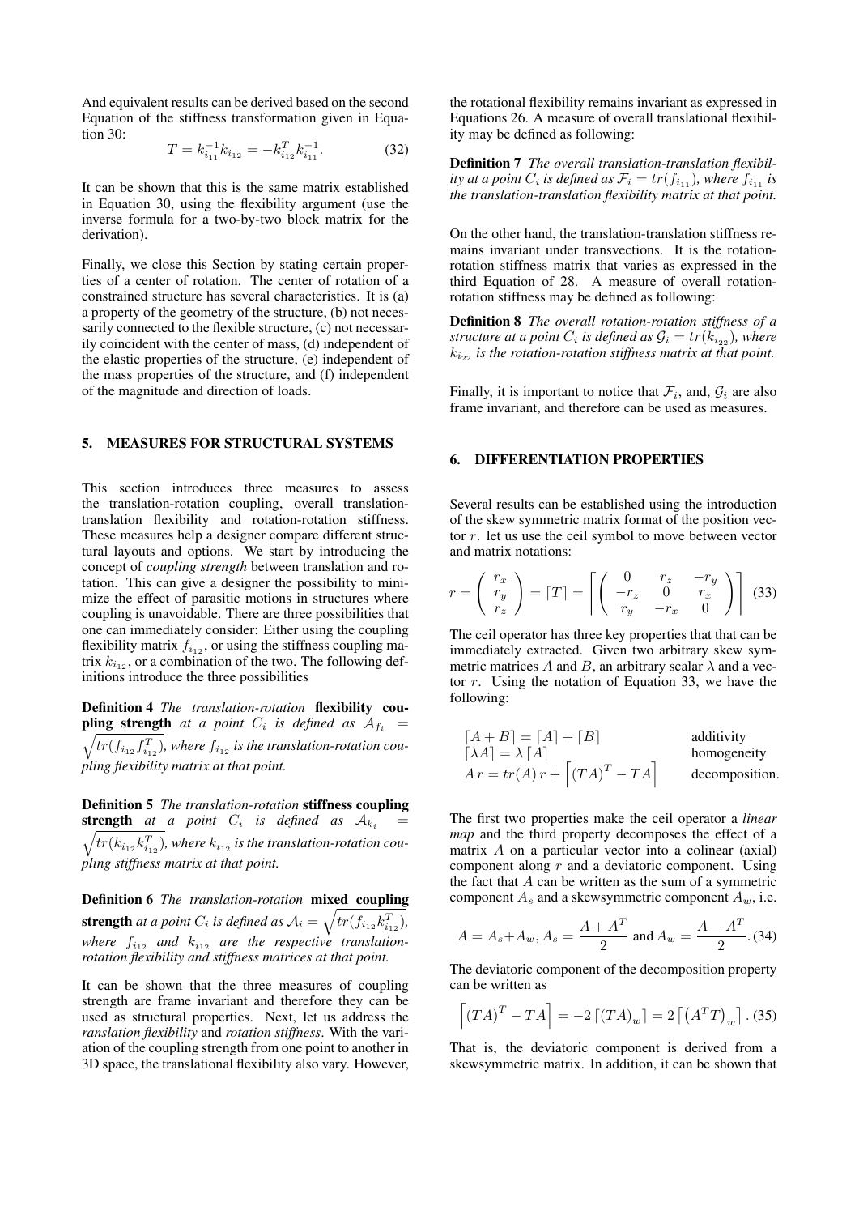And equivalent results can be derived based on the second Equation of the stiffness transformation given in Equation 30:

$$T = k_{i_{11}}^{-1} k_{i_{12}} = -k_{i_{12}}^{T} k_{i_{11}}^{-1}. \quad (32)$$

It can be shown that this is the same matrix established in Equation 30, using the flexibility argument (use the inverse formula for a two-by-two block matrix for the derivation).

Finally, we close this Section by stating certain properties of a center of rotation. The center of rotation of a constrained structure has several characteristics. It is (a) a property of the geometry of the structure, (b) not necessarily connected to the flexible structure, (c) not necessarily coincident with the center of mass, (d) independent of the elastic properties of the structure, (e) independent of the mass properties of the structure, and (f) independent of the magnitude and direction of loads.

## 5. MEASURES FOR STRUCTURAL SYSTEMS

This section introduces three measures to assess the translation-rotation coupling, overall translation-translation flexibility and rotation-rotation stiffness. These measures help a designer compare different structural layouts and options. We start by introducing the concept of *coupling strength* between translation and rotation. This can give a designer the possibility to minimize the effect of parasitic motions in structures where coupling is unavoidable. There are three possibilities that one can immediately consider: Either using the coupling flexibility matrix $f_{i_{12}}$, or using the stiffness coupling matrix $k_{i_{12}}$, or a combination of the two. The following definitions introduce the three possibilities

**Definition 4** *The translation-rotation* **flexibility coupling strength** *at a point $C_i$ is defined as $\mathcal{A}_{f_i} = \sqrt{tr(f_{i_{12}} f_{i_{12}}^T)}$, where $f_{i_{12}}$ is the translation-rotation coupling flexibility matrix at that point.*

**Definition 5** *The translation-rotation* **stiffness coupling strength** *at a point $C_i$ is defined as $\mathcal{A}_{k_i} = \sqrt{tr(k_{i_{12}} k_{i_{12}}^T)}$, where $k_{i_{12}}$ is the translation-rotation coupling stiffness matrix at that point.*

**Definition 6** *The translation-rotation* **mixed coupling strength** *at a point $C_i$ is defined as $\mathcal{A}_i = \sqrt{tr(f_{i_{12}} k_{i_{12}}^T)}$, where $f_{i_{12}}$ and $k_{i_{12}}$ are the respective translation-rotation flexibility and stiffness matrices at that point.*

It can be shown that the three measures of coupling strength are frame invariant and therefore they can be used as structural properties. Next, let us address the *ranslation flexibility* and *rotation stiffness*. With the variation of the coupling strength from one point to another in 3D space, the translational flexibility also vary. However, the rotational flexibility remains invariant as expressed in Equations 26. A measure of overall translational flexibility may be defined as following:

**Definition 7** *The overall translation-translation flexibility at a point $C_i$ is defined as $\mathcal{F}_i = tr(f_{i_{11}})$, where $f_{i_{11}}$ is the translation-translation flexibility matrix at that point.*

On the other hand, the translation-translation stiffness remains invariant under transvections. It is the rotation-rotation stiffness matrix that varies as expressed in the third Equation of 28. A measure of overall rotation-rotation stiffness may be defined as following:

**Definition 8** *The overall rotation-rotation stiffness of a structure at a point $C_i$ is defined as $\mathcal{G}_i = tr(k_{i_{22}})$, where $k_{i_{22}}$ is the rotation-rotation stiffness matrix at that point.*

Finally, it is important to notice that $\mathcal{F}_i$, and, $\mathcal{G}_i$ are also frame invariant, and therefore can be used as measures.

## 6. DIFFERENTIATION PROPERTIES

Several results can be established using the introduction of the skew symmetric matrix format of the position vector $r$. let us use the ceil symbol to move between vector and matrix notations:

$$r = \begin{pmatrix} r_x \\ r_y \\ r_z \end{pmatrix} = \lceil T \rceil = \left\lceil \begin{pmatrix} 0 & r_z & -r_y \\ -r_z & 0 & r_x \\ r_y & -r_x & 0 \end{pmatrix} \right\rceil \quad (33)$$

The ceil operator has three key properties that that can be immediately extracted. Given two arbitrary skew symmetric matrices $A$ and $B$, an arbitrary scalar $\lambda$ and a vector $r$. Using the notation of Equation 33, we have the following:

$$\begin{array}{ll} \lceil A + B \rceil = \lceil A \rceil + \lceil B \rceil & \text{additivity} \\ \lceil \lambda A \rceil = \lambda \lceil A \rceil & \text{homogeneity} \\ A\, r = tr(A)\, r + \left\lceil (TA)^T - TA \right\rceil & \text{decomposition.} \end{array}$$

The first two properties make the ceil operator a *linear map* and the third property decomposes the effect of a matrix $A$ on a particular vector into a colinear (axial) component along $r$ and a deviatoric component. Using the fact that $A$ can be written as the sum of a symmetric component $A_s$ and a skewsymmetric component $A_w$, i.e.

$$A = A_s + A_w, A_s = \frac{A + A^T}{2} \text{ and } A_w = \frac{A - A^T}{2}. \quad (34)$$

The deviatoric component of the decomposition property can be written as

$$\left\lceil (TA)^T - TA \right\rceil = -2 \lceil (TA)_w \rceil = 2 \left\lceil \left(A^T T\right)_w \right\rceil. \quad (35)$$

That is, the deviatoric component is derived from a skewsymmetric matrix. In addition, it can be shown that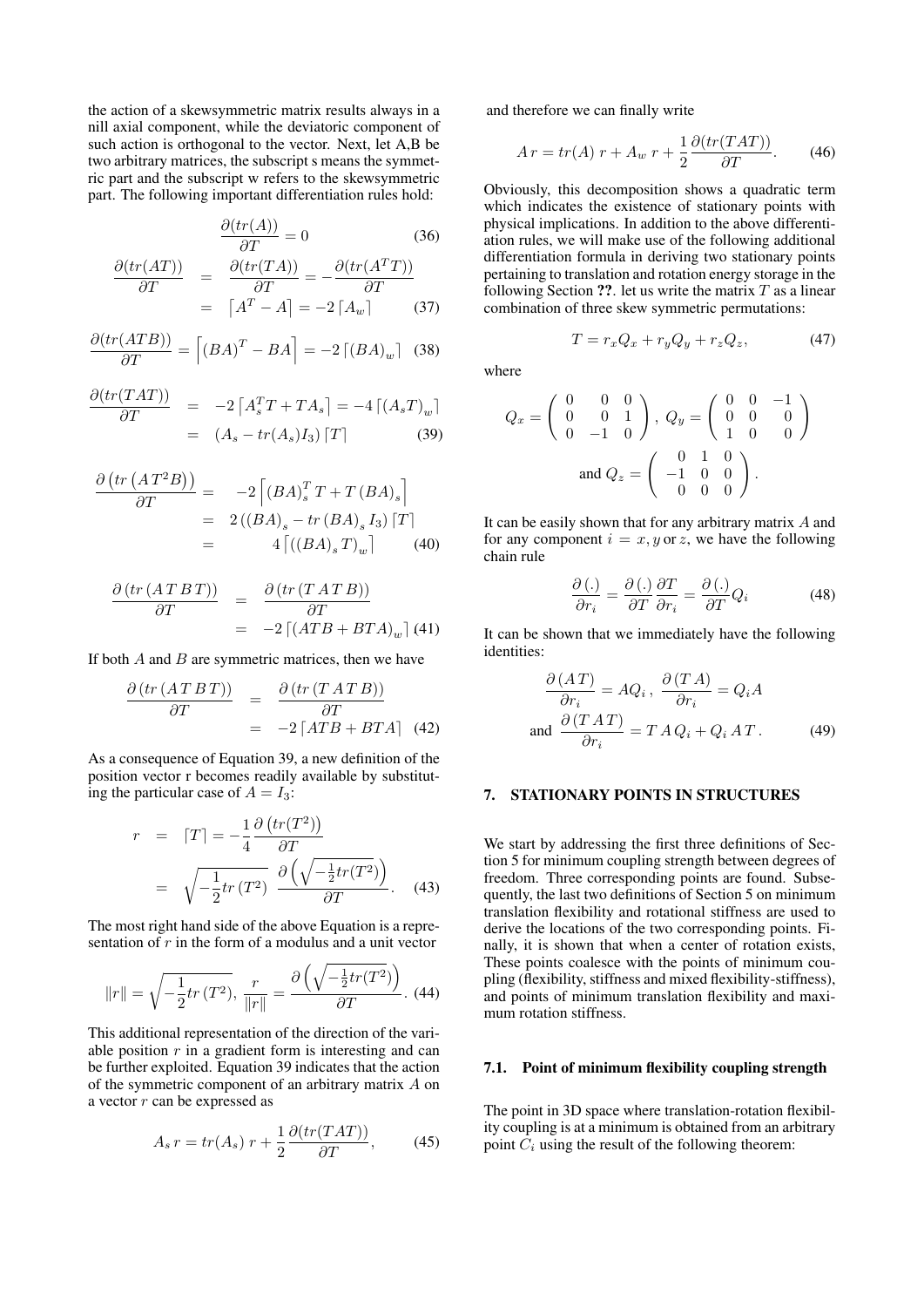the action of a skewsymmetric matrix results always in a nill axial component, while the deviatoric component of such action is orthogonal to the vector. Next, let A,B be two arbitrary matrices, the subscript s means the symmetric part and the subscript w refers to the skewsymmetric part. The following important differentiation rules hold:

$$\frac{\partial(tr(A))}{\partial T} = 0 \qquad (36)$$

$$\begin{aligned}\frac{\partial(tr(AT))}{\partial T} &= \frac{\partial(tr(TA))}{\partial T} = -\frac{\partial(tr(A^T T))}{\partial T} \\ &= \lceil A^T - A \rceil = -2\lceil A_w \rceil \end{aligned} \qquad (37)$$

$$\frac{\partial(tr(ATB))}{\partial T} = \left\lceil (BA)^T - BA \right\rceil = -2\lceil (BA)_w \rceil \qquad (38)$$

$$\begin{aligned}\frac{\partial(tr(TAT))}{\partial T} &= -2\left\lceil A_s^T T + T A_s \right\rceil = -4\lceil (A_s T)_w \rceil \\ &= (A_s - tr(A_s) I_3)\lceil T \rceil \end{aligned} \qquad (39)$$

$$\begin{aligned}\frac{\partial\left(tr\left(A T^2 B\right)\right)}{\partial T} &= -2\left\lceil (BA)_s^T T + T (BA)_s \right\rceil \\ &= 2\left((BA)_s - tr\,(BA)_s I_3\right)\lceil T \rceil \\ &= 4\left\lceil ((BA)_s T)_w \right\rceil \end{aligned} \qquad (40)$$

$$\begin{aligned}\frac{\partial\left(tr\left(A\,T\,B\,T\right)\right)}{\partial T} &= \frac{\partial\left(tr\left(T\,A\,T\,B\right)\right)}{\partial T} \\ &= -2\lceil (ATB + BTA)_w \rceil \end{aligned} \qquad (41)$$

If both $A$ and $B$ are symmetric matrices, then we have

$$\begin{aligned}\frac{\partial\left(tr\left(A\,T\,B\,T\right)\right)}{\partial T} &= \frac{\partial\left(tr\left(T\,A\,T\,B\right)\right)}{\partial T} \\ &= -2\lceil ATB + BTA \rceil \end{aligned} \qquad (42)$$

As a consequence of Equation 39, a new definition of the position vector r becomes readily available by substituting the particular case of $A = I_3$:

$$\begin{aligned} r &= \lceil T \rceil = -\frac{1}{4}\frac{\partial\left(tr(T^2)\right)}{\partial T} \\ &= \sqrt{-\frac{1}{2}tr\left(T^2\right)}\;\frac{\partial\left(\sqrt{-\frac{1}{2}tr(T^2)}\right)}{\partial T}. \end{aligned} \qquad (43)$$

The most right hand side of the above Equation is a representation of $r$ in the form of a modulus and a unit vector

$$\|r\| = \sqrt{-\frac{1}{2}tr\left(T^2\right)},\ \frac{r}{\|r\|} = \frac{\partial\left(\sqrt{-\frac{1}{2}tr(T^2)}\right)}{\partial T}. \qquad (44)$$

This additional representation of the direction of the variable position $r$ in a gradient form is interesting and can be further exploited. Equation 39 indicates that the action of the symmetric component of an arbitrary matrix $A$ on a vector $r$ can be expressed as

$$A_s\, r = tr(A_s)\; r + \frac{1}{2}\frac{\partial(tr(TAT))}{\partial T}, \qquad (45)$$

and therefore we can finally write

$$A\, r = tr(A)\; r + A_w\; r + \frac{1}{2}\frac{\partial(tr(TAT))}{\partial T}. \qquad (46)$$

Obviously, this decomposition shows a quadratic term which indicates the existence of stationary points with physical implications. In addition to the above differentiation rules, we will make use of the following additional differentiation formula in deriving two stationary points pertaining to translation and rotation energy storage in the following Section **??**. let us write the matrix $T$ as a linear combination of three skew symmetric permutations:

$$T = r_x Q_x + r_y Q_y + r_z Q_z, \qquad (47)$$

where

$$Q_x = \begin{pmatrix} 0 & 0 & 0 \\ 0 & 0 & 1 \\ 0 & -1 & 0 \end{pmatrix},\ Q_y = \begin{pmatrix} 0 & 0 & -1 \\ 0 & 0 & 0 \\ 1 & 0 & 0 \end{pmatrix}$$
$$\text{and } Q_z = \begin{pmatrix} 0 & 1 & 0 \\ -1 & 0 & 0 \\ 0 & 0 & 0 \end{pmatrix}.$$

It can be easily shown that for any arbitrary matrix $A$ and for any component $i = x, y$ or $z$, we have the following chain rule

$$\frac{\partial\,(.)}{\partial r_i} = \frac{\partial\,(.)}{\partial T}\frac{\partial T}{\partial r_i} = \frac{\partial\,(.)}{\partial T} Q_i \qquad (48)$$

It can be shown that we immediately have the following identities:

$$\frac{\partial\,(A\,T)}{\partial r_i} = A Q_i\,,\ \frac{\partial\,(T\,A)}{\partial r_i} = Q_i A$$
$$\text{and } \frac{\partial\,(T\,A\,T)}{\partial r_i} = T\,A\,Q_i + Q_i\,A\,T\,. \qquad (49)$$

## 7. STATIONARY POINTS IN STRUCTURES

We start by addressing the first three definitions of Section 5 for minimum coupling strength between degrees of freedom. Three corresponding points are found. Subsequently, the last two definitions of Section 5 on minimum translation flexibility and rotational stiffness are used to derive the locations of the two corresponding points. Finally, it is shown that when a center of rotation exists, These points coalesce with the points of minimum coupling (flexibility, stiffness and mixed flexibility-stiffness), and points of minimum translation flexibility and maximum rotation stiffness.

### 7.1. Point of minimum flexibility coupling strength

The point in 3D space where translation-rotation flexibility coupling is at a minimum is obtained from an arbitrary point $C_i$ using the result of the following theorem: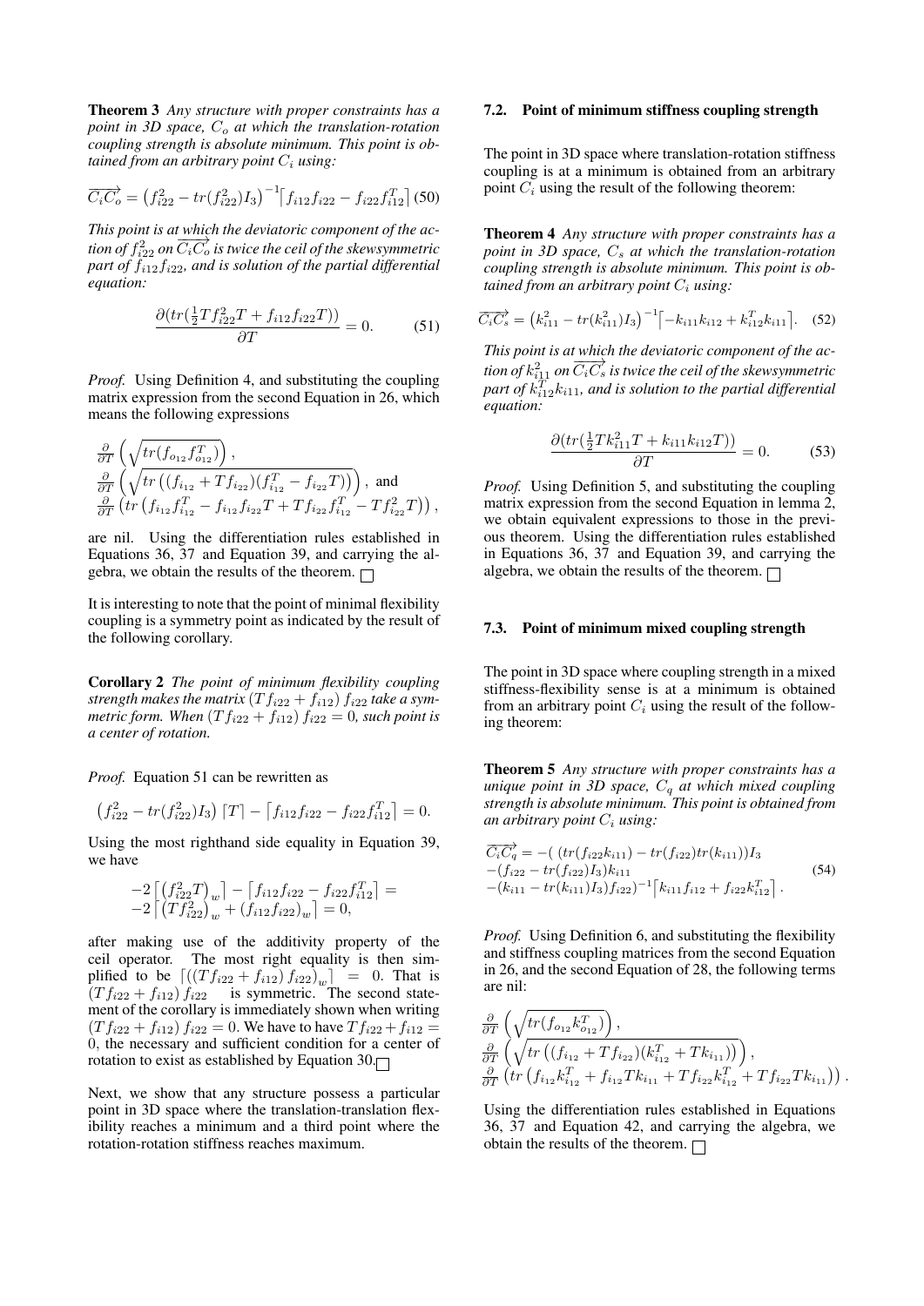**Theorem 3** *Any structure with proper constraints has a point in 3D space, $C_o$ at which the translation-rotation coupling strength is absolute minimum. This point is obtained from an arbitrary point $C_i$ using:*

$$\overrightarrow{C_iC_o} = \left(f_{i22}^2 - tr(f_{i22}^2)I_3\right)^{-1}\left\lceil f_{i12}f_{i22} - f_{i22}f_{i12}^T\right\rceil \quad (50)$$

*This point is at which the deviatoric component of the action of $f_{i22}^2$ on $\overrightarrow{C_iC_o}$ is twice the ceil of the skewsymmetric part of $f_{i12}f_{i22}$, and is solution of the partial differential equation:*

$$\frac{\partial(tr(\frac{1}{2}Tf_{i22}^2T + f_{i12}f_{i22}T))}{\partial T} = 0. \quad (51)$$

*Proof.* Using Definition 4, and substituting the coupling matrix expression from the second Equation in 26, which means the following expressions

$$\frac{\partial}{\partial T}\left(\sqrt{tr(f_{o_{12}}f_{o12}^T)}\right),$$
$$\frac{\partial}{\partial T}\left(\sqrt{tr\left((f_{i_{12}} + Tf_{i_{22}})(f_{i_{12}}^T - f_{i_{22}}T)\right)}\right), \text{ and}$$
$$\frac{\partial}{\partial T}\left(tr\left(f_{i_{12}}f_{i_{12}}^T - f_{i_{12}}f_{i_{22}}T + Tf_{i_{22}}f_{i_{12}}^T - Tf_{i_{22}}^2T\right)\right),$$

are nil. Using the differentiation rules established in Equations 36, 37 and Equation 39, and carrying the algebra, we obtain the results of the theorem. □

It is interesting to note that the point of minimal flexibility coupling is a symmetry point as indicated by the result of the following corollary.

**Corollary 2** *The point of minimum flexibility coupling strength makes the matrix $(Tf_{i22} + f_{i12})\, f_{i22}$ take a symmetric form. When $(Tf_{i22} + f_{i12})\, f_{i22} = 0$, such point is a center of rotation.*

*Proof.* Equation 51 can be rewritten as

$$\left(f_{i22}^2 - tr(f_{i22}^2)I_3\right)\lceil T\rceil - \left\lceil f_{i12}f_{i22} - f_{i22}f_{i12}^T\right\rceil = 0.$$

Using the most righthand side equality in Equation 39, we have

$$-2\left\lceil \left(f_{i22}^2T\right)_w\right\rceil - \left\lceil f_{i12}f_{i22} - f_{i22}f_{i12}^T\right\rceil = -2\left\lceil \left(Tf_{i22}^2\right)_w + \left(f_{i12}f_{i22}\right)_w\right\rceil = 0,$$

after making use of the additivity property of the ceil operator. The most right equality is then simplified to be $\lceil \left(\left(Tf_{i22} + f_{i12}\right)f_{i22}\right)_w\rceil = 0$. That is $(Tf_{i22} + f_{i12})\, f_{i22}$ is symmetric. The second statement of the corollary is immediately shown when writing $(Tf_{i22} + f_{i12})\, f_{i22} = 0$. We have to have $Tf_{i22} + f_{i12} = 0$, the necessary and sufficient condition for a center of rotation to exist as established by Equation 30. □

Next, we show that any structure possess a particular point in 3D space where the translation-translation flexibility reaches a minimum and a third point where the rotation-rotation stiffness reaches maximum.

### 7.2. Point of minimum stiffness coupling strength

The point in 3D space where translation-rotation stiffness coupling is at a minimum is obtained from an arbitrary point $C_i$ using the result of the following theorem:

**Theorem 4** *Any structure with proper constraints has a point in 3D space, $C_s$ at which the translation-rotation coupling strength is absolute minimum. This point is obtained from an arbitrary point $C_i$ using:*

$$\overrightarrow{C_iC_s} = \left(k_{i11}^2 - tr(k_{i11}^2)I_3\right)^{-1}\left\lceil -k_{i11}k_{i12} + k_{i12}^Tk_{i11}\right\rceil. \quad (52)$$

*This point is at which the deviatoric component of the action of $k_{i11}^2$ on $\overrightarrow{C_iC_s}$ is twice the ceil of the skewsymmetric part of $k_{i12}^Tk_{i11}$, and is solution to the partial differential equation:*

$$\frac{\partial(tr(\frac{1}{2}Tk_{i11}^2T + k_{i11}k_{i12}T))}{\partial T} = 0. \quad (53)$$

*Proof.* Using Definition 5, and substituting the coupling matrix expression from the second Equation in lemma 2, we obtain equivalent expressions to those in the previous theorem. Using the differentiation rules established in Equations 36, 37 and Equation 39, and carrying the algebra, we obtain the results of the theorem. □

### 7.3. Point of minimum mixed coupling strength

The point in 3D space where coupling strength in a mixed stiffness-flexibility sense is at a minimum is obtained from an arbitrary point $C_i$ using the result of the following theorem:

**Theorem 5** *Any structure with proper constraints has a unique point in 3D space, $C_q$ at which mixed coupling strength is absolute minimum. This point is obtained from an arbitrary point $C_i$ using:*

$$\begin{aligned}
\overrightarrow{C_iC_q} = &-(\,(tr(f_{i22}k_{i11}) - tr(f_{i22})tr(k_{i11}))I_3 \\
&-(f_{i22} - tr(f_{i22})I_3)k_{i11} \\
&-(k_{i11} - tr(k_{i11})I_3)f_{i22})^{-1}\left\lceil k_{i11}f_{i12} + f_{i22}k_{i12}^T\right\rceil.
\end{aligned} \quad (54)$$

*Proof.* Using Definition 6, and substituting the flexibility and stiffness coupling matrices from the second Equation in 26, and the second Equation of 28, the following terms are nil:

$$\frac{\partial}{\partial T}\left(\sqrt{tr(f_{o_{12}}k_{o_{12}}^T)}\right),$$
$$\frac{\partial}{\partial T}\left(\sqrt{tr\left((f_{i_{12}} + Tf_{i_{22}})(k_{i_{12}}^T + Tk_{i_{11}})\right)}\right),$$
$$\frac{\partial}{\partial T}\left(tr\left(f_{i_{12}}k_{i_{12}}^T + f_{i_{12}}Tk_{i_{11}} + Tf_{i_{22}}k_{i_{12}}^T + Tf_{i_{22}}Tk_{i_{11}}\right)\right).$$

Using the differentiation rules established in Equations 36, 37 and Equation 42, and carrying the algebra, we obtain the results of the theorem. □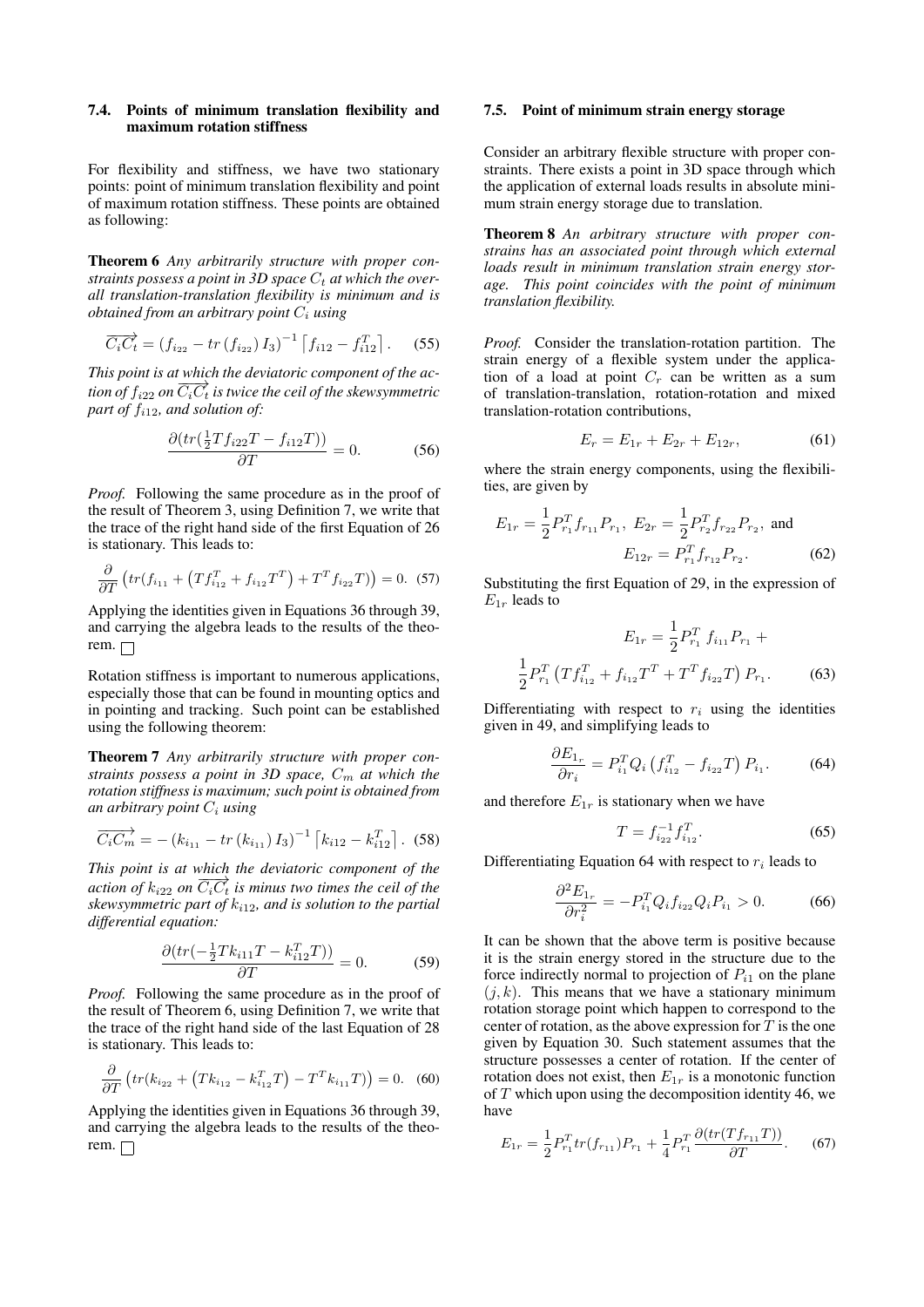### 7.4. Points of minimum translation flexibility and maximum rotation stiffness

For flexibility and stiffness, we have two stationary points: point of minimum translation flexibility and point of maximum rotation stiffness. These points are obtained as following:

**Theorem 6** *Any arbitrarily structure with proper constraints possess a point in 3D space $C_t$ at which the overall translation-translation flexibility is minimum and is obtained from an arbitrary point $C_i$ using*

$$\overrightarrow{C_iC_t} = \left(f_{i_{22}} - tr\left(f_{i_{22}}\right) I_3\right)^{-1}\left[f_{i12} - f_{i12}^T\right]. \quad (55)$$

*This point is at which the deviatoric component of the action of $f_{i22}$ on $\overrightarrow{C_iC_t}$ is twice the ceil of the skewsymmetric part of $f_{i12}$, and solution of:*

$$\frac{\partial(tr(\frac{1}{2}Tf_{i22}T - f_{i12}T))}{\partial T} = 0. \quad (56)$$

*Proof.* Following the same procedure as in the proof of the result of Theorem 3, using Definition 7, we write that the trace of the right hand side of the first Equation of 26 is stationary. This leads to:

$$\frac{\partial}{\partial T}\left(tr(f_{i_{11}} + \left(Tf_{i_{12}}^T + f_{i_{12}}T^T\right) + T^T f_{i_{22}}T)\right) = 0. \quad (57)$$

Applying the identities given in Equations 36 through 39, and carrying the algebra leads to the results of the theorem. □

Rotation stiffness is important to numerous applications, especially those that can be found in mounting optics and in pointing and tracking. Such point can be established using the following theorem:

**Theorem 7** *Any arbitrarily structure with proper constraints possess a point in 3D space, $C_m$ at which the rotation stiffness is maximum; such point is obtained from an arbitrary point $C_i$ using*

$$\overrightarrow{C_iC_m} = -\left(k_{i_{11}} - tr\left(k_{i_{11}}\right) I_3\right)^{-1}\left[k_{i12} - k_{i12}^T\right]. \quad (58)$$

*This point is at which the deviatoric component of the action of $k_{i22}$ on $\overrightarrow{C_iC_t}$ is minus two times the ceil of the skewsymmetric part of $k_{i12}$, and is solution to the partial differential equation:*

$$\frac{\partial(tr(-\frac{1}{2}Tk_{i11}T - k_{i12}^T T))}{\partial T} = 0. \quad (59)$$

*Proof.* Following the same procedure as in the proof of the result of Theorem 6, using Definition 7, we write that the trace of the right hand side of the last Equation of 28 is stationary. This leads to:

$$\frac{\partial}{\partial T}\left(tr(k_{i_{22}} + \left(Tk_{i_{12}} - k_{i_{12}}^T T\right) - T^T k_{i_{11}}T)\right) = 0. \quad (60)$$

Applying the identities given in Equations 36 through 39, and carrying the algebra leads to the results of the theorem. □

### 7.5. Point of minimum strain energy storage

Consider an arbitrary flexible structure with proper constraints. There exists a point in 3D space through which the application of external loads results in absolute minimum strain energy storage due to translation.

**Theorem 8** *An arbitrary structure with proper constrains has an associated point through which external loads result in minimum translation strain energy storage. This point coincides with the point of minimum translation flexibility.*

*Proof.* Consider the translation-rotation partition. The strain energy of a flexible system under the application of a load at point $C_r$ can be written as a sum of translation-translation, rotation-rotation and mixed translation-rotation contributions,

$$E_r = E_{1r} + E_{2r} + E_{12r}, \quad (61)$$

where the strain energy components, using the flexibilities, are given by

$$E_{1r} = \frac{1}{2}P_{r_1}^T f_{r_{11}} P_{r_1},\ E_{2r} = \frac{1}{2}P_{r_2}^T f_{r_{22}} P_{r_2},\ \text{and}$$
$$E_{12r} = P_{r_1}^T f_{r_{12}} P_{r_2}. \quad (62)$$

Substituting the first Equation of 29, in the expression of $E_{1r}$ leads to

$$E_{1r} = \frac{1}{2}P_{r_1}^T f_{i_{11}} P_{r_1} +$$
$$\frac{1}{2}P_{r_1}^T\left(Tf_{i_{12}}^T + f_{i_{12}}T^T + T^T f_{i_{22}}T\right)P_{r_1}. \quad (63)$$

Differentiating with respect to $r_i$ using the identities given in 49, and simplifying leads to

$$\frac{\partial E_{1_r}}{\partial r_i} = P_{i_1}^T Q_i\left(f_{i_{12}}^T - f_{i_{22}}T\right)P_{i_1}. \quad (64)$$

and therefore $E_{1r}$ is stationary when we have

$$T = f_{i_{22}}^{-1} f_{i_{12}}^T. \quad (65)$$

Differentiating Equation 64 with respect to $r_i$ leads to

$$\frac{\partial^2 E_{1_r}}{\partial r_i^2} = -P_{i_1}^T Q_i f_{i_{22}} Q_i P_{i_1} > 0. \quad (66)$$

It can be shown that the above term is positive because it is the strain energy stored in the structure due to the force indirectly normal to projection of $P_{i1}$ on the plane $(j, k)$. This means that we have a stationary minimum rotation storage point which happen to correspond to the center of rotation, as the above expression for $T$ is the one given by Equation 30. Such statement assumes that the structure possesses a center of rotation. If the center of rotation does not exist, then $E_{1r}$ is a monotonic function of $T$ which upon using the decomposition identity 46, we have

$$E_{1r} = \frac{1}{2}P_{r_1}^T tr(f_{r_{11}})P_{r_1} + \frac{1}{4}P_{r_1}^T\frac{\partial(tr(Tf_{r_{11}}T))}{\partial T}. \quad (67)$$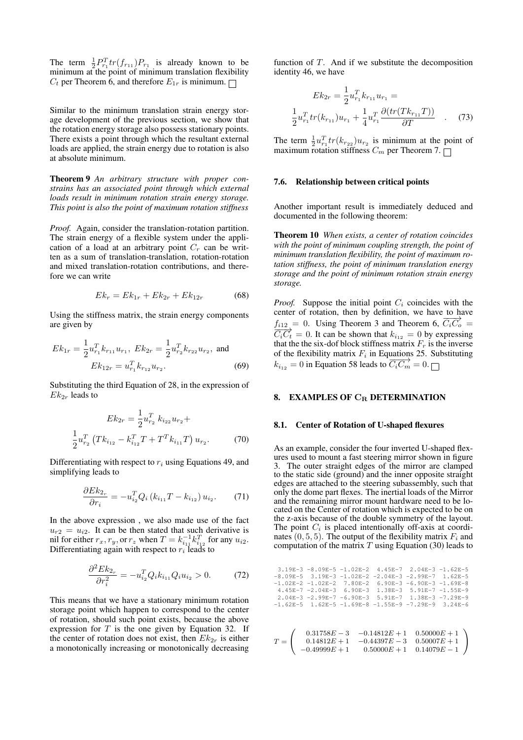The term $\frac{1}{2}P_{r_1}^T tr(f_{r_{11}})P_{r_1}$ is already known to be minimum at the point of minimum translation flexibility $C_t$ per Theorem 6, and therefore $E_{1r}$ is minimum. □

Similar to the minimum translation strain energy storage development of the previous section, we show that the rotation energy storage also possess stationary points. There exists a point through which the resultant external loads are applied, the strain energy due to rotation is also at absolute minimum.

**Theorem 9** *An arbitrary structure with proper constrains has an associated point through which external loads result in minimum rotation strain energy storage. This point is also the point of maximum rotation stiffness*

*Proof.* Again, consider the translation-rotation partition. The strain energy of a flexible system under the application of a load at an arbitrary point $C_r$ can be written as a sum of translation-translation, rotation-rotation and mixed translation-rotation contributions, and therefore we can write

$$Ek_r = Ek_{1r} + Ek_{2r} + Ek_{12r} \tag{68}$$

Using the stiffness matrix, the strain energy components are given by

$$Ek_{1r} = \frac{1}{2}u_{r_1}^T k_{r_{11}} u_{r_1},\ Ek_{2r} = \frac{1}{2}u_{r_2}^T k_{r_{22}} u_{r_2},\ \text{and}$$
$$Ek_{12r} = u_{r_1}^T k_{r_{12}} u_{r_2}. \tag{69}$$

Substituting the third Equation of 28, in the expression of $Ek_{2r}$ leads to

$$Ek_{2r} = \frac{1}{2}u_{r_2}^T\ k_{i_{22}} u_{r_2} +$$
$$\frac{1}{2}u_{r_2}^T\left(Tk_{i_{12}} - k_{i_{12}}^T T + T^T k_{i_{11}} T\right)u_{r_2}. \tag{70}$$

Differentiating with respect to $r_i$ using Equations 49, and simplifying leads to

$$\frac{\partial Ek_{2_r}}{\partial r_i} = -u_{i_2}^T Q_i \left(k_{i_{11}}T - k_{i_{12}}\right)u_{i_2}. \tag{71}$$

In the above expression , we also made use of the fact $u_{r2} = u_{i2}$. It can be then stated that such derivative is nil for either $r_x, r_y$, or $r_z$ when $T = k_{i_{11}}^{-1}k_{i_{12}}^T$ for any $u_{i2}$. Differentiating again with respect to $r_i$ leads to

$$\frac{\partial^2 Ek_{2_r}}{\partial r_i^2} = -u_{i_2}^T Q_i k_{i_{11}} Q_i u_{i_2} > 0. \tag{72}$$

This means that we have a stationary minimum rotation storage point which happen to correspond to the center of rotation, should such point exists, because the above expression for $T$ is the one given by Equation 32. If the center of rotation does not exist, then $Ek_{2r}$ is either a monotonically increasing or monotonically decreasing function of $T$. And if we substitute the decomposition identity 46, we have

$$Ek_{2r} = \frac{1}{2}u_{r_1}^T k_{r_{11}} u_{r_1} =$$
$$\frac{1}{2}u_{r_1}^T tr(k_{r_{11}})u_{r_1} + \frac{1}{4}u_{r_1}^T \frac{\partial(tr(Tk_{r_{11}}T))}{\partial T}. \tag{73}$$

The term $\frac{1}{2}u_{r_1}^T tr(k_{r_{22}})u_{r_2}$ is minimum at the point of maximum rotation stiffness $C_m$ per Theorem 7. □

### 7.6. Relationship between critical points

Another important result is immediately deduced and documented in the following theorem:

**Theorem 10** *When exists, a center of rotation coincides with the point of minimum coupling strength, the point of minimum translation flexibility, the point of maximum rotation stiffness, the point of minimum translation energy storage and the point of minimum rotation strain energy storage.*

*Proof.* Suppose the initial point $C_i$ coincides with the center of rotation, then by definition, we have to have $f_{i12} = 0$. Using Theorem 3 and Theorem 6, $\overrightarrow{C_iC_o} = \overrightarrow{C_iC_t} = 0$. It can be shown that $k_{i_{12}} = 0$ by expressing that the the six-dof block stiffness matrix $F_r$ is the inverse of the flexibility matrix $F_i$ in Equations 25. Substituting $k_{i_{12}} = 0$ in Equation 58 leads to $\overrightarrow{C_iC_m} = 0$. □

## 8. EXAMPLES OF $C_R$ DETERMINATION

### 8.1. Center of Rotation of U-shaped flexures

As an example, consider the four inverted U-shaped flexures used to mount a fast steering mirror shown in figure 3. The outer straight edges of the mirror are clamped to the static side (ground) and the inner opposite straight edges are attached to the steering subassembly, such that only the dome part flexes. The inertial loads of the Mirror and the remaining mirror mount hardware need to be located on the Center of rotation which is expected to be on the z-axis because of the double symmetry of the layout. The point $C_i$ is placed intentionally off-axis at coordinates $(0, 5, 5)$. The output of the flexibility matrix $F_i$ and computation of the matrix $T$ using Equation (30) leads to

```
 3.19E-3 -8.09E-5 -1.02E-2  4.45E-7  2.04E-3 -1.62E-5
-8.09E-5  3.19E-3 -1.02E-2 -2.04E-3 -2.99E-7  1.62E-5
-1.02E-2 -1.02E-2  7.80E-2  6.90E-3 -6.90E-3 -1.69E-8
 4.45E-7 -2.04E-3  6.90E-3  1.38E-3  5.91E-7 -1.55E-9
 2.04E-3 -2.99E-7 -6.90E-3  5.91E-7  1.38E-3 -7.29E-9
-1.62E-5  1.62E-5 -1.69E-8 -1.55E-9 -7.29E-9  3.24E-6
```

$$T = \begin{pmatrix} 0.31758E-3 & -0.14812E+1 & 0.50000E+1 \\ 0.14812E+1 & -0.44397E-3 & 0.50007E+1 \\ -0.49999E+1 & 0.50000E+1 & 0.14079E-1 \end{pmatrix}$$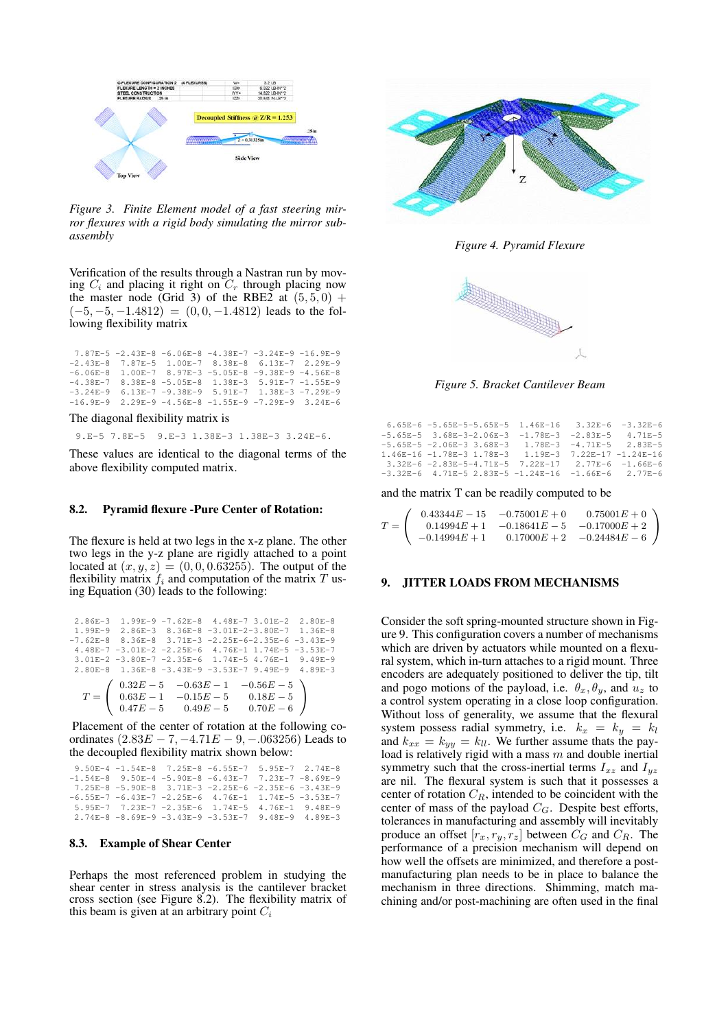*Figure 3. Finite Element model of a fast steering mirror flexures with a rigid body simulating the mirror subassembly*

Verification of the results through a Nastran run by moving $C_i$ and placing it right on $C_r$ through placing now the master node (Grid 3) of the RBE2 at $(5,5,0) + (-5,-5,-1.4812) = (0,0,-1.4812)$ leads to the following flexibility matrix

```
 7.87E-5 -2.43E-8 -6.06E-8 -4.38E-7 -3.24E-9 -16.9E-9
-2.43E-8  7.87E-5  1.00E-7  8.38E-8  6.13E-7  2.29E-9
-6.06E-8  1.00E-7  8.97E-3 -5.05E-8 -9.38E-9 -4.56E-8
-4.38E-7  8.38E-8 -5.05E-8  1.38E-3  5.91E-7 -1.55E-9
-3.24E-9  6.13E-7 -9.38E-9  5.91E-7  1.38E-3 -7.29E-9
-16.9E-9  2.29E-9 -4.56E-8 -1.55E-9 -7.29E-9  3.24E-6
```

The diagonal flexibility matrix is

```
9.E-5 7.8E-5  9.E-3 1.38E-3 1.38E-3 3.24E-6.
```

These values are identical to the diagonal terms of the above flexibility computed matrix.

### 8.2. Pyramid flexure -Pure Center of Rotation:

The flexure is held at two legs in the x-z plane. The other two legs in the y-z plane are rigidly attached to a point located at $(x,y,z) = (0,0,0.63255)$. The output of the flexibility matrix $f_i$ and computation of the matrix $T$ using Equation (30) leads to the following:

```
 2.86E-3  1.99E-9 -7.62E-8  4.48E-7  3.01E-2  2.80E-8
 1.99E-9  2.86E-3  8.36E-8 -3.01E-2 -3.80E-7  1.36E-8
-7.62E-8  8.36E-8  3.71E-3 -2.25E-6 -2.35E-6 -3.43E-9
 4.48E-7 -3.01E-2 -2.25E-6  4.76E-1  1.74E-5 -3.53E-7
 3.01E-2 -3.80E-7 -2.35E-6  1.74E-5  4.76E-1  9.49E-9
 2.80E-8  1.36E-8 -3.43E-9 -3.53E-7  9.49E-9  4.89E-3
```

$$T = \begin{pmatrix} 0.32E-5 & -0.63E-1 & -0.56E-5 \\ 0.63E-1 & -0.15E-5 & 0.18E-5 \\ 0.47E-5 & 0.49E-5 & 0.70E-6 \end{pmatrix}$$

Placement of the center of rotation at the following coordinates $(2.83E-7, -4.71E-9, -.063256)$ Leads to the decoupled flexibility matrix shown below:

```
 9.50E-4 -1.54E-8  7.25E-8 -6.55E-7  5.95E-7  2.74E-8
-1.54E-8  9.50E-4 -5.90E-8 -6.43E-7  7.23E-7 -8.69E-9
 7.25E-8 -5.90E-8  3.71E-3 -2.25E-6 -2.35E-6 -3.43E-9
-6.55E-7 -6.43E-7 -2.25E-6  4.76E-1  1.74E-5 -3.53E-7
 5.95E-7  7.23E-7 -2.35E-6  1.74E-5  4.76E-1  9.48E-9
 2.74E-8 -8.69E-9 -3.43E-9 -3.53E-7  9.48E-9  4.89E-3
```

### 8.3. Example of Shear Center

Perhaps the most referenced problem in studying the shear center in stress analysis is the cantilever bracket cross section (see Figure 8.2). The flexibility matrix of this beam is given at an arbitrary point $C_i$

*Figure 4. Pyramid Flexure*

*Figure 5. Bracket Cantilever Beam*

```
 6.65E-6 -5.65E-5-5.65E-5  1.46E-16   3.32E-6  -3.32E-6
-5.65E-5  3.68E-3-2.06E-3  -1.78E-3  -2.83E-5   4.71E-5
-5.65E-5 -2.06E-3 3.68E-3   1.78E-3  -4.71E-5   2.83E-5
1.46E-16 -1.78E-3 1.78E-3   1.19E-3  7.22E-17 -1.24E-16
 3.32E-6 -2.83E-5-4.71E-5  7.22E-17   2.77E-6  -1.66E-6
-3.32E-6  4.71E-5 2.83E-5 -1.24E-16  -1.66E-6   2.77E-6
```

and the matrix T can be readily computed to be

$$T = \begin{pmatrix} 0.43344E-15 & -0.75001E+0 & 0.75001E+0 \\ 0.14994E+1 & -0.18641E-5 & -0.17000E+2 \\ -0.14994E+1 & 0.17000E+2 & -0.24484E-6 \end{pmatrix}$$

## 9. JITTER LOADS FROM MECHANISMS

Consider the soft spring-mounted structure shown in Figure 9. This configuration covers a number of mechanisms which are driven by actuators while mounted on a flexural system, which in-turn attaches to a rigid mount. Three encoders are adequately positioned to deliver the tip, tilt and pogo motions of the payload, i.e. $\theta_x, \theta_y$, and $u_z$ to a control system operating in a close loop configuration. Without loss of generality, we assume that the flexural system possess radial symmetry, i.e. $k_x = k_y = k_l$ and $k_{xx} = k_{yy} = k_{ll}$. We further assume thats the payload is relatively rigid with a mass $m$ and double inertial symmetry such that the cross-inertial terms $I_{xz}$ and $I_{yz}$ are nil. The flexural system is such that it possesses a center of rotation $C_R$, intended to be coincident with the center of mass of the payload $C_G$. Despite best efforts, tolerances in manufacturing and assembly will inevitably produce an offset $[r_x, r_y, r_z]$ between $C_G$ and $C_R$. The performance of a precision mechanism will depend on how well the offsets are minimized, and therefore a post-manufacturing plan needs to be in place to balance the mechanism in three directions. Shimming, match machining and/or post-machining are often used in the final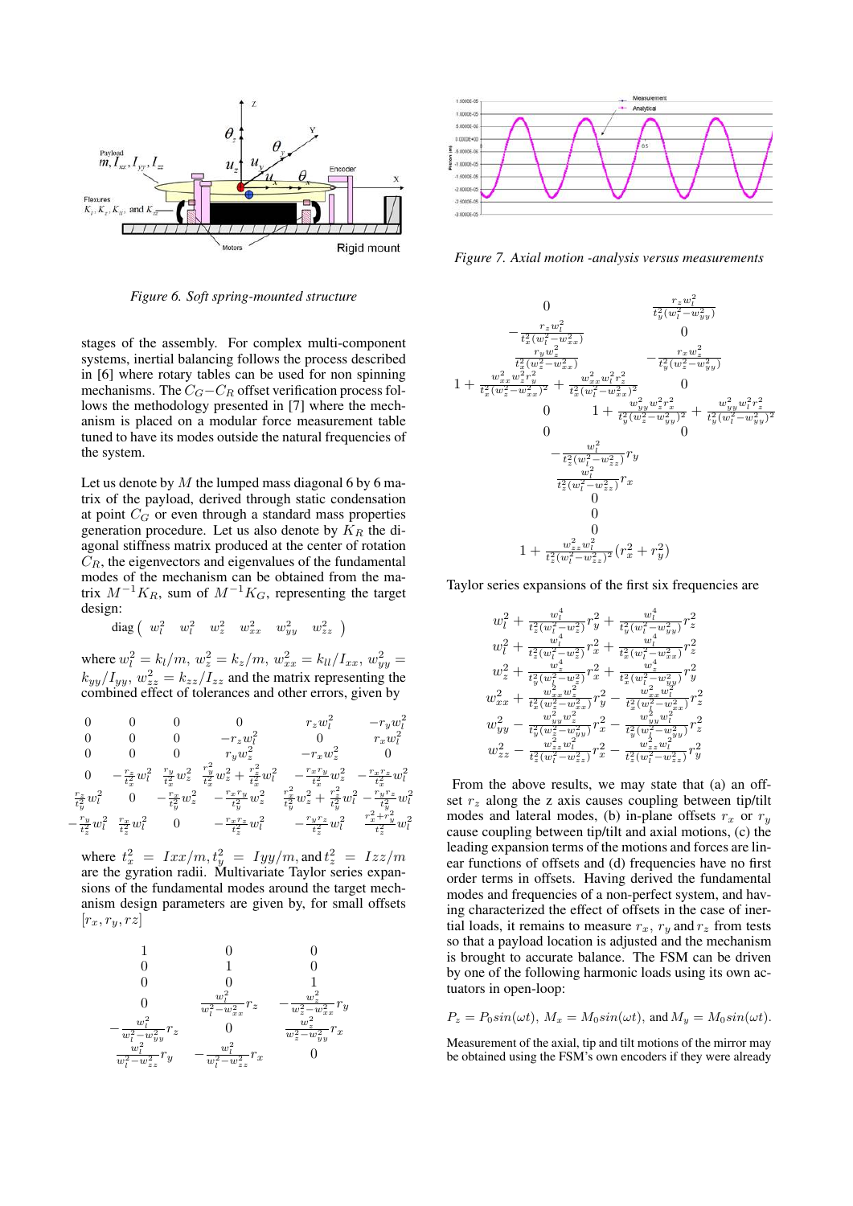Figure 6. Soft spring-mounted structure

stages of the assembly. For complex multi-component systems, inertial balancing follows the process described in [6] where rotary tables can be used for non spinning mechanisms. The $C_G - C_R$ offset verification process follows the methodology presented in [7] where the mechanism is placed on a modular force measurement table tuned to have its modes outside the natural frequencies of the system.

Let us denote by $M$ the lumped mass diagonal 6 by 6 matrix of the payload, derived through static condensation at point $C_G$ or even through a standard mass properties generation procedure. Let us also denote by $K_R$ the diagonal stiffness matrix produced at the center of rotation $C_R$, the eigenvectors and eigenvalues of the fundamental modes of the mechanism can be obtained from the matrix $M^{-1}K_R$, sum of $M^{-1}K_G$, representing the target design:

$$\text{diag}\left( \begin{matrix} w_l^2 & w_l^2 & w_z^2 & w_{xx}^2 & w_{yy}^2 & w_{zz}^2 \end{matrix} \right)$$

where $w_l^2 = k_l/m$, $w_z^2 = k_z/m$, $w_{xx}^2 = k_{ll}/I_{xx}$, $w_{yy}^2 = k_{yy}/I_{yy}$, $w_{zz}^2 = k_{zz}/I_{zz}$ and the matrix representing the combined effect of tolerances and other errors, given by

$$\begin{bmatrix}
0 & 0 & 0 & 0 & r_z w_l^2 & -r_y w_l^2 \\
0 & 0 & 0 & -r_z w_l^2 & 0 & r_x w_l^2 \\
0 & 0 & 0 & r_y w_z^2 & -r_x w_z^2 & 0 \\
0 & -\frac{r_z}{t_x^2} w_l^2 & \frac{r_y}{t_x^2} w_z^2 & \frac{r_y^2}{t_x^2} w_z^2 + \frac{r_z^2}{t_x^2} w_l^2 & -\frac{r_x r_y}{t_x^2} w_z^2 & -\frac{r_x r_z}{t_x^2} w_l^2 \\
\frac{r_z}{t_y^2} w_l^2 & 0 & -\frac{r_x}{t_y^2} w_z^2 & -\frac{r_x r_y}{t_y^2} w_z^2 & \frac{r_x^2}{t_y^2} w_z^2 + \frac{r_z^2}{t_y^2} w_l^2 & -\frac{r_y r_z}{t_y^2} w_l^2 \\
-\frac{r_y}{t_z^2} w_l^2 & \frac{r_x}{t_z^2} w_l^2 & 0 & -\frac{r_x r_z}{t_z^2} w_l^2 & -\frac{r_y r_z}{t_z^2} w_l^2 & \frac{r_x^2 + r_y^2}{t_z^2} w_l^2
\end{bmatrix}$$

where $t_x^2 = Ixx/m, t_y^2 = Iyy/m,$ and $t_z^2 = Izz/m$ are the gyration radii. Multivariate Taylor series expansions of the fundamental modes around the target mechanism design parameters are given by, for small offsets $[r_x, r_y, rz]$

$$\begin{matrix}
1 & 0 & 0 \\
0 & 1 & 0 \\
0 & 0 & 1 \\
0 & \frac{w_l^2}{w_l^2 - w_{xx}^2} r_z & -\frac{w_z^2}{w_z^2 - w_{xx}^2} r_y \\
-\frac{w_l^2}{w_l^2 - w_{yy}^2} r_z & 0 & \frac{w_z^2}{w_z^2 - w_{yy}^2} r_x \\
\frac{w_l^2}{w_l^2 - w_{zz}^2} r_y & -\frac{w_l^2}{w_l^2 - w_{zz}^2} r_x & 0
\end{matrix}$$

Figure 7. Axial motion -analysis versus measurements

$$\begin{matrix}
0 & \frac{r_z w_l^2}{t_y^2 (w_l^2 - w_{yy}^2)} \\
-\frac{r_z w_l^2}{t_x^2 (w_l^2 - w_{xx}^2)} & 0 \\
\frac{r_y w_z^2}{t_x^2 (w_z^2 - w_{xx}^2)} & -\frac{r_x w_z^2}{t_y^2 (w_z^2 - w_{yy}^2)} \\
1 + \frac{w_{xx}^2 w_z^2 r_y^2}{t_x^2 (w_z^2 - w_{xx}^2)^2} + \frac{w_{xx}^2 w_l^2 r_z^2}{t_x^2 (w_l^2 - w_{xx}^2)^2} & 0 \\
0 & 1 + \frac{w_{yy}^2 w_z^2 r_x^2}{t_y^2 (w_z^2 - w_{yy}^2)^2} + \frac{w_{yy}^2 w_l^2 r_z^2}{t_y^2 (w_l^2 - w_{yy}^2)^2} \\
0 & 0
\end{matrix}$$

$$\begin{matrix}
-\frac{w_l^2}{t_z^2 (w_l^2 - w_{zz}^2)} r_y \\
\frac{w_l^2}{t_z^2 (w_l^2 - w_{zz}^2)} r_x \\
0 \\
0 \\
0 \\
1 + \frac{w_{zz}^2 w_l^2}{t_z^2 (w_l^2 - w_{zz}^2)^2} (r_x^2 + r_y^2)
\end{matrix}$$

Taylor series expansions of the first six frequencies are

$$\begin{matrix}
w_l^2 + \frac{w_l^4}{t_z^2 (w_l^2 - w_z^2)} r_y^2 + \frac{w_l^4}{t_y^2 (w_l^2 - w_{yy}^2)} r_z^2 \\
w_l^2 + \frac{w_l^4}{t_z^2 (w_l^2 - w_z^2)} r_x^2 + \frac{w_l^4}{t_x^2 (w_l^2 - w_{xx}^2)} r_z^2 \\
w_z^2 + \frac{w_z^4}{t_y^2 (w_l^2 - w_z^2)} r_x^2 + \frac{w_z^4}{t_x^2 (w_l^2 - w_{yy}^2)} r_y^2 \\
w_{xx}^2 + \frac{w_{xx}^2 w_z^2}{t_x^2 (w_z^2 - w_{xx}^2)} r_y^2 - \frac{w_{xx}^2 w_l^2}{t_x^2 (w_l^2 - w_{xx}^2)} r_z^2 \\
w_{yy}^2 - \frac{w_{yy}^2 w_z^2}{t_y^2 (w_z^2 - w_{yy}^2)} r_x^2 - \frac{w_{yy}^2 w_l^2}{t_y^2 (w_l^2 - w_{yy}^2)} r_z^2 \\
w_{zz}^2 - \frac{w_{zz}^2 w_l^2}{t_z^2 (w_l^2 - w_{zz}^2)} r_x^2 - \frac{w_{zz}^2 w_l^2}{t_z^2 (w_l^2 - w_{zz}^2)} r_y^2
\end{matrix}$$

From the above results, we may state that (a) an offset $r_z$ along the z axis causes coupling between tip/tilt modes and lateral modes, (b) in-plane offsets $r_x$ or $r_y$ cause coupling between tip/tilt and axial motions, (c) the leading expansion terms of the motions and forces are linear functions of offsets and (d) frequencies have no first order terms in offsets. Having derived the fundamental modes and frequencies of a non-perfect system, and having characterized the effect of offsets in the case of inertial loads, it remains to measure $r_x$, $r_y$ and $r_z$ from tests so that a payload location is adjusted and the mechanism is brought to accurate balance. The FSM can be driven by one of the following harmonic loads using its own actuators in open-loop:

$$P_z = P_0 sin(\omega t),\ M_x = M_0 sin(\omega t), \text{ and } M_y = M_0 sin(\omega t).$$

Measurement of the axial, tip and tilt motions of the mirror may be obtained using the FSM's own encoders if they were already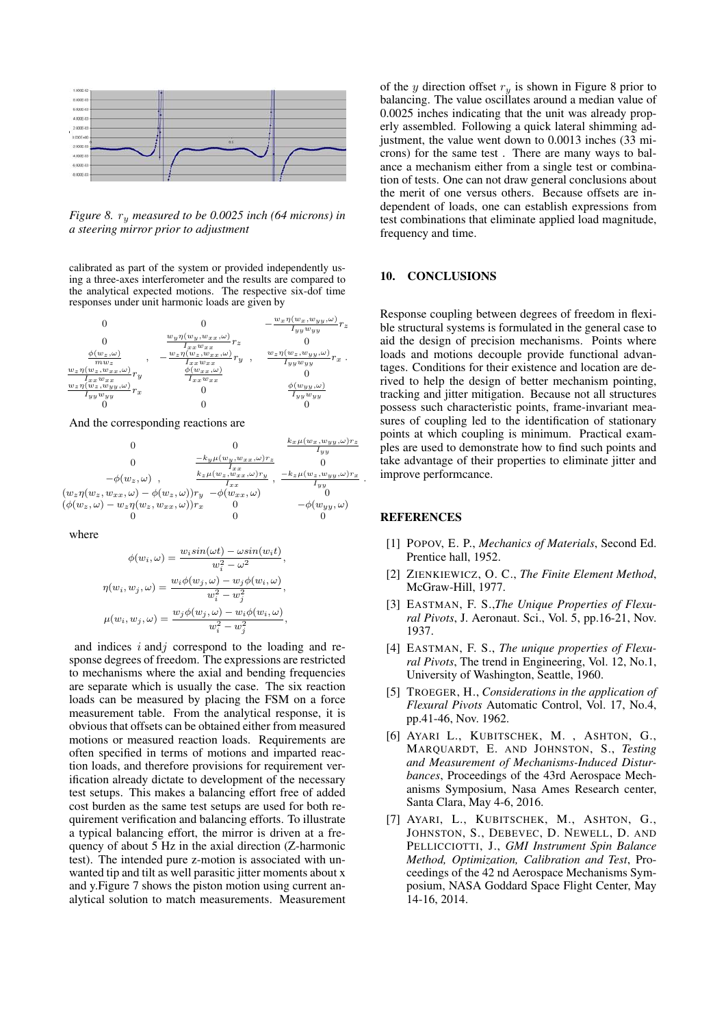1.000E-02
8.000E-03
6.000E-03
4.000E-03
2.000E-03
0.000E+00
-2.000E-03
-4.000E-03
-6.000E-03
-8.000E-03

*Figure 8. $r_y$ measured to be 0.0025 inch (64 microns) in a steering mirror prior to adjustment*

calibrated as part of the system or provided independently using a three-axes interferometer and the results are compared to the analytical expected motions. The respective six-dof time responses under unit harmonic loads are given by

$$
\begin{matrix} 0 \\ 0 \\ \frac{\phi(w_z,\omega)}{mw_z} \\ \frac{w_z\eta(w_z,w_{xx},\omega)}{I_{xx}w_{xx}}r_y \\ \frac{w_z\eta(w_z,w_{yy},\omega)}{I_{yy}w_{yy}}r_x \\ 0 \end{matrix} \quad , \quad
\begin{matrix} 0 \\ \frac{w_y\eta(w_y,w_{xx},\omega)}{I_{xx}w_{xx}}r_z \\ -\frac{w_z\eta(w_z,w_{xx},\omega)}{I_{xx}w_{xx}}r_y \\ \frac{\phi(w_{xx},\omega)}{I_{xx}w_{xx}} \\ 0 \\ 0 \end{matrix} \quad , \quad
\begin{matrix} -\frac{w_x\eta(w_x,w_{yy},\omega)}{I_{yy}w_{yy}}r_z \\ 0 \\ \frac{w_z\eta(w_z,w_{yy},\omega)}{I_{yy}w_{yy}}r_x \\ 0 \\ \frac{\phi(w_{yy},\omega)}{I_{yy}w_{yy}} \\ 0 \end{matrix} \; .
$$

And the corresponding reactions are

$$
\begin{matrix} 0 \\ 0 \\ -\phi(w_z,\omega) \\ (w_z\eta(w_z,w_{xx},\omega)-\phi(w_z,\omega))r_y \\ (\phi(w_z,\omega)-w_z\eta(w_z,w_{xx},\omega))r_x \\ 0 \end{matrix} \; , \;
\begin{matrix} 0 \\ \frac{-k_y\mu(w_y,w_{xx},\omega)r_z}{I_{xx}} \\ \frac{k_z\mu(w_z,w_{xx},\omega)r_y}{I_{xx}} \\ -\phi(w_{xx},\omega) \\ 0 \\ 0 \end{matrix} \; , \;
\begin{matrix} \frac{k_x\mu(w_x,w_{yy},\omega)r_z}{I_{yy}} \\ 0 \\ \frac{-k_z\mu(w_z,w_{yy},\omega)r_x}{I_{yy}} \\ 0 \\ -\phi(w_{yy},\omega) \\ 0 \end{matrix} \; .
$$

where

$$
\phi(w_i,\omega) = \frac{w_i sin(\omega t) - \omega sin(w_i t)}{w_i^2 - \omega^2},
$$

$$
\eta(w_i,w_j,\omega) = \frac{w_i\phi(w_j,\omega) - w_j\phi(w_i,\omega)}{w_i^2 - w_j^2},
$$

$$
\mu(w_i,w_j,\omega) = \frac{w_j\phi(w_j,\omega) - w_i\phi(w_i,\omega)}{w_i^2 - w_j^2},
$$

and indices $i$ and $j$ correspond to the loading and response degrees of freedom. The expressions are restricted to mechanisms where the axial and bending frequencies are separate which is usually the case. The six reaction loads can be measured by placing the FSM on a force measurement table. From the analytical response, it is obvious that offsets can be obtained either from measured motions or measured reaction loads. Requirements are often specified in terms of motions and imparted reaction loads, and therefore provisions for requirement verification already dictate to development of the necessary test setups. This makes a balancing effort free of added cost burden as the same test setups are used for both requirement verification and balancing efforts. To illustrate a typical balancing effort, the mirror is driven at a frequency of about 5 Hz in the axial direction (Z-harmonic test). The intended pure z-motion is associated with unwanted tip and tilt as well parasitic jitter moments about x and y.Figure 7 shows the piston motion using current analytical solution to match measurements. Measurement of the $y$ direction offset $r_y$ is shown in Figure 8 prior to balancing. The value oscillates around a median value of 0.0025 inches indicating that the unit was already properly assembled. Following a quick lateral shimming adjustment, the value went down to 0.0013 inches (33 microns) for the same test . There are many ways to balance a mechanism either from a single test or combination of tests. One can not draw general conclusions about the merit of one versus others. Because offsets are independent of loads, one can establish expressions from test combinations that eliminate applied load magnitude, frequency and time.

## 10. CONCLUSIONS

Response coupling between degrees of freedom in flexible structural systems is formulated in the general case to aid the design of precision mechanisms. Points where loads and motions decouple provide functional advantages. Conditions for their existence and location are derived to help the design of better mechanism pointing, tracking and jitter mitigation. Because not all structures possess such characteristic points, frame-invariant measures of coupling led to the identification of stationary points at which coupling is minimum. Practical examples are used to demonstrate how to find such points and take advantage of their properties to eliminate jitter and improve performcance.

## REFERENCES

[1] POPOV, E. P., *Mechanics of Materials*, Second Ed. Prentice hall, 1952.

[2] ZIENKIEWICZ, O. C., *The Finite Element Method*, McGraw-Hill, 1977.

[3] EASTMAN, F. S.,*The Unique Properties of Flexural Pivots*, J. Aeronaut. Sci., Vol. 5, pp.16-21, Nov. 1937.

[4] EASTMAN, F. S., *The unique properties of Flexural Pivots*, The trend in Engineering, Vol. 12, No.1, University of Washington, Seattle, 1960.

[5] TROEGER, H., *Considerations in the application of Flexural Pivots* Automatic Control, Vol. 17, No.4, pp.41-46, Nov. 1962.

[6] AYARI L., KUBITSCHEK, M. , ASHTON, G., MARQUARDT, E. AND JOHNSTON, S., *Testing and Measurement of Mechanisms-Induced Disturbances*, Proceedings of the 43rd Aerospace Mechanisms Symposium, Nasa Ames Research center, Santa Clara, May 4-6, 2016.

[7] AYARI, L., KUBITSCHEK, M., ASHTON, G., JOHNSTON, S., DEBEVEC, D. NEWELL, D. AND PELLICCIOTTI, J., *GMI Instrument Spin Balance Method, Optimization, Calibration and Test*, Proceedings of the 42 nd Aerospace Mechanisms Symposium, NASA Goddard Space Flight Center, May 14-16, 2014.